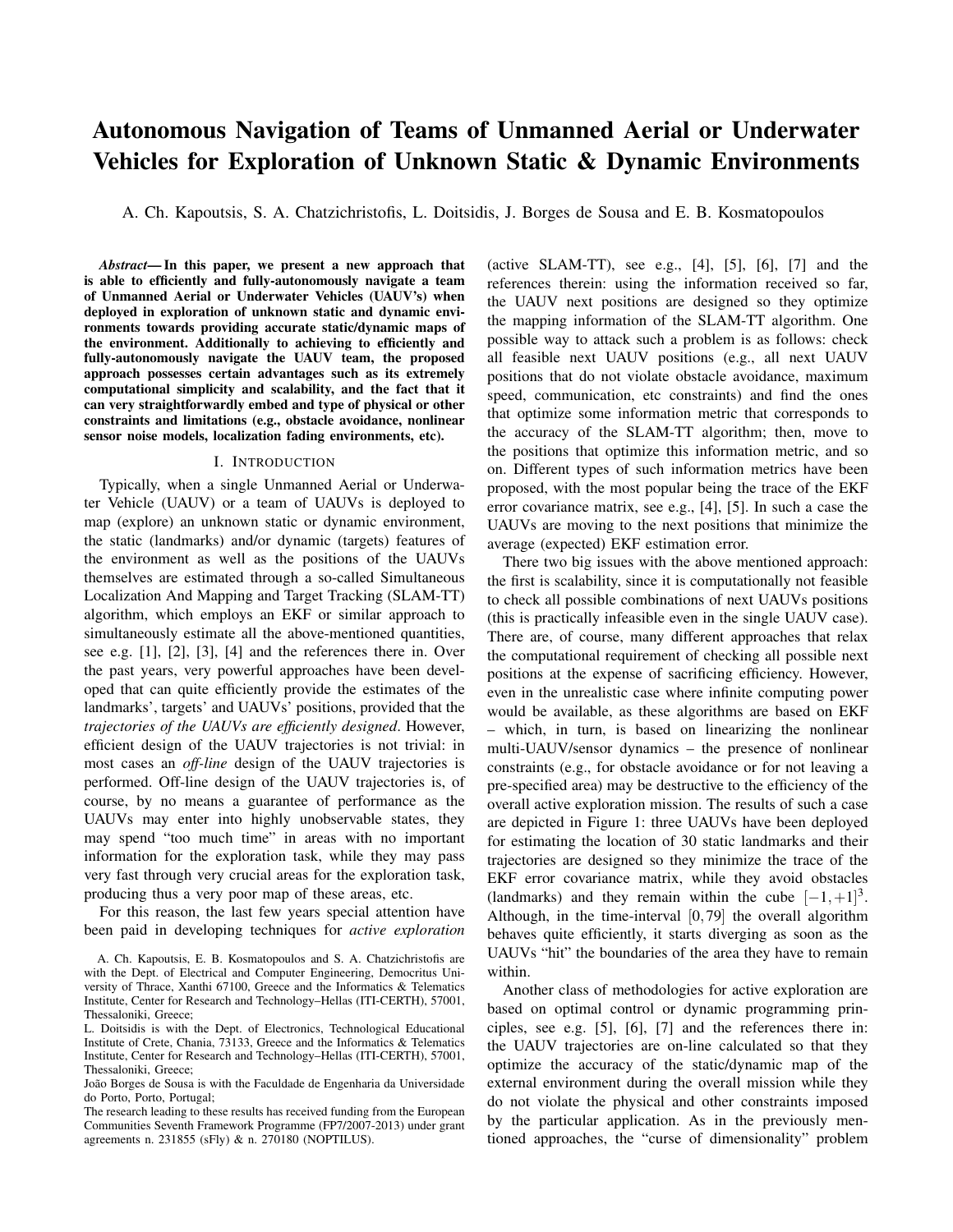# Autonomous Navigation of Teams of Unmanned Aerial or Underwater Vehicles for Exploration of Unknown Static & Dynamic Environments

A. Ch. Kapoutsis, S. A. Chatzichristofis, L. Doitsidis, J. Borges de Sousa and E. B. Kosmatopoulos

***Abstract*— In this paper, we present a new approach that is able to efficiently and fully-autonomously navigate a team of Unmanned Aerial or Underwater Vehicles (UAUV's) when deployed in exploration of unknown static and dynamic environments towards providing accurate static/dynamic maps of the environment. Additionally to achieving to efficiently and fully-autonomously navigate the UAUV team, the proposed approach possesses certain advantages such as its extremely computational simplicity and scalability, and the fact that it can very straightforwardly embed and type of physical or other constraints and limitations (e.g., obstacle avoidance, nonlinear sensor noise models, localization fading environments, etc).**

## I. Introduction

Typically, when a single Unmanned Aerial or Underwater Vehicle (UAUV) or a team of UAUVs is deployed to map (explore) an unknown static or dynamic environment, the static (landmarks) and/or dynamic (targets) features of the environment as well as the positions of the UAUVs themselves are estimated through a so-called Simultaneous Localization And Mapping and Target Tracking (SLAM-TT) algorithm, which employs an EKF or similar approach to simultaneously estimate all the above-mentioned quantities, see e.g. [1], [2], [3], [4] and the references there in. Over the past years, very powerful approaches have been developed that can quite efficiently provide the estimates of the landmarks', targets' and UAUVs' positions, provided that the *trajectories of the UAUVs are efficiently designed*. However, efficient design of the UAUV trajectories is not trivial: in most cases an *off-line* design of the UAUV trajectories is performed. Off-line design of the UAUV trajectories is, of course, by no means a guarantee of performance as the UAUVs may enter into highly unobservable states, they may spend "too much time" in areas with no important information for the exploration task, while they may pass very fast through very crucial areas for the exploration task, producing thus a very poor map of these areas, etc.

For this reason, the last few years special attention have been paid in developing techniques for *active exploration* (active SLAM-TT), see e.g., [4], [5], [6], [7] and the references therein: using the information received so far, the UAUV next positions are designed so they optimize the mapping information of the SLAM-TT algorithm. One possible way to attack such a problem is as follows: check all feasible next UAUV positions (e.g., all next UAUV positions that do not violate obstacle avoidance, maximum speed, communication, etc constraints) and find the ones that optimize some information metric that corresponds to the accuracy of the SLAM-TT algorithm; then, move to the positions that optimize this information metric, and so on. Different types of such information metrics have been proposed, with the most popular being the trace of the EKF error covariance matrix, see e.g., [4], [5]. In such a case the UAUVs are moving to the next positions that minimize the average (expected) EKF estimation error.

There two big issues with the above mentioned approach: the first is scalability, since it is computationally not feasible to check all possible combinations of next UAUVs positions (this is practically infeasible even in the single UAUV case). There are, of course, many different approaches that relax the computational requirement of checking all possible next positions at the expense of sacrificing efficiency. However, even in the unrealistic case where infinite computing power would be available, as these algorithms are based on EKF – which, in turn, is based on linearizing the nonlinear multi-UAUV/sensor dynamics – the presence of nonlinear constraints (e.g., for obstacle avoidance or for not leaving a pre-specified area) may be destructive to the efficiency of the overall active exploration mission. The results of such a case are depicted in Figure 1: three UAUVs have been deployed for estimating the location of 30 static landmarks and their trajectories are designed so they minimize the trace of the EKF error covariance matrix, while they avoid obstacles (landmarks) and they remain within the cube $[-1, +1]^3$. Although, in the time-interval $[0, 79]$ the overall algorithm behaves quite efficiently, it starts diverging as soon as the UAUVs "hit" the boundaries of the area they have to remain within.

Another class of methodologies for active exploration are based on optimal control or dynamic programming principles, see e.g. [5], [6], [7] and the references there in: the UAUV trajectories are on-line calculated so that they optimize the accuracy of the static/dynamic map of the external environment during the overall mission while they do not violate the physical and other constraints imposed by the particular application. As in the previously mentioned approaches, the "curse of dimensionality" problem

A. Ch. Kapoutsis, E. B. Kosmatopoulos and S. A. Chatzichristofis are with the Dept. of Electrical and Computer Engineering, Democritus University of Thrace, Xanthi 67100, Greece and the Informatics & Telematics Institute, Center for Research and Technology–Hellas (ITI-CERTH), 57001, Thessaloniki, Greece;

L. Doitsidis is with the Dept. of Electronics, Technological Educational Institute of Crete, Chania, 73133, Greece and the Informatics & Telematics Institute, Center for Research and Technology–Hellas (ITI-CERTH), 57001, Thessaloniki, Greece;

João Borges de Sousa is with the Faculdade de Engenharia da Universidade do Porto, Porto, Portugal;

The research leading to these results has received funding from the European Communities Seventh Framework Programme (FP7/2007-2013) under grant agreements n. 231855 (sFly) & n. 270180 (NOPTILUS).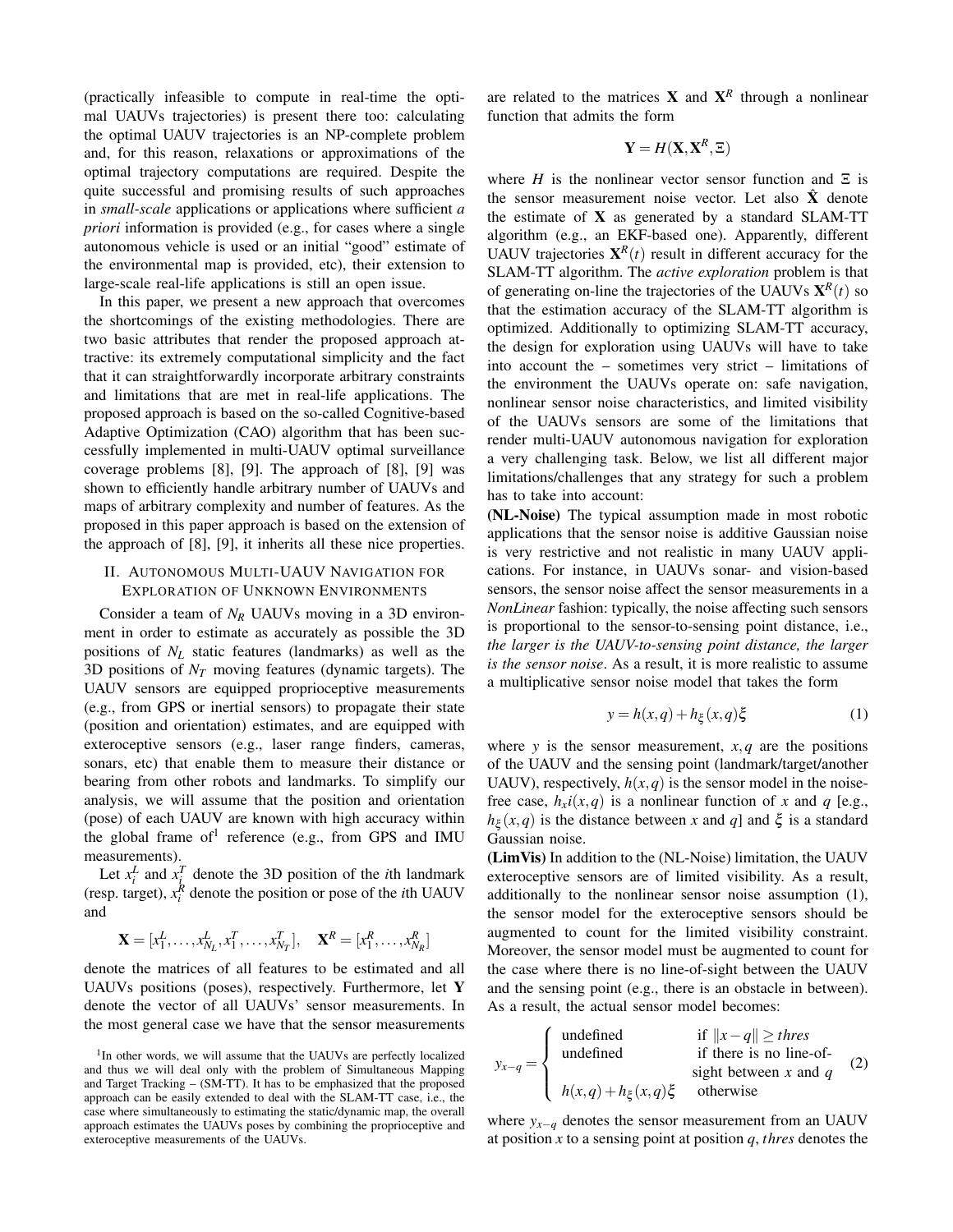(practically infeasible to compute in real-time the optimal UAUVs trajectories) is present there too: calculating the optimal UAUV trajectories is an NP-complete problem and, for this reason, relaxations or approximations of the optimal trajectory computations are required. Despite the quite successful and promising results of such approaches in *small-scale* applications or applications where sufficient *a priori* information is provided (e.g., for cases where a single autonomous vehicle is used or an initial "good" estimate of the environmental map is provided, etc), their extension to large-scale real-life applications is still an open issue.

In this paper, we present a new approach that overcomes the shortcomings of the existing methodologies. There are two basic attributes that render the proposed approach attractive: its extremely computational simplicity and the fact that it can straightforwardly incorporate arbitrary constraints and limitations that are met in real-life applications. The proposed approach is based on the so-called Cognitive-based Adaptive Optimization (CAO) algorithm that has been successfully implemented in multi-UAUV optimal surveillance coverage problems [8], [9]. The approach of [8], [9] was shown to efficiently handle arbitrary number of UAUVs and maps of arbitrary complexity and number of features. As the proposed in this paper approach is based on the extension of the approach of [8], [9], it inherits all these nice properties.

## II. Autonomous Multi-UAUV Navigation for Exploration of Unknown Environments

Consider a team of $N_R$ UAUVs moving in a 3D environment in order to estimate as accurately as possible the 3D positions of $N_L$ static features (landmarks) as well as the 3D positions of $N_T$ moving features (dynamic targets). The UAUV sensors are equipped proprioceptive measurements (e.g., from GPS or inertial sensors) to propagate their state (position and orientation) estimates, and are equipped with exteroceptive sensors (e.g., laser range finders, cameras, sonars, etc) that enable them to measure their distance or bearing from other robots and landmarks. To simplify our analysis, we will assume that the position and orientation (pose) of each UAUV are known with high accuracy within the global frame of[1] reference (e.g., from GPS and IMU measurements).

Let $x_i^L$ and $x_i^T$ denote the 3D position of the $i$th landmark (resp. target), $x_i^R$ denote the position or pose of the $i$th UAUV and

$$\mathbf{X} = [x_1^L, \ldots, x_{N_L}^L, x_1^T, \ldots, x_{N_T}^T], \quad \mathbf{X}^R = [x_1^R, \ldots, x_{N_R}^R]$$

denote the matrices of all features to be estimated and all UAUVs positions (poses), respectively. Furthermore, let $\mathbf{Y}$ denote the vector of all UAUVs' sensor measurements. In the most general case we have that the sensor measurements are related to the matrices $\mathbf{X}$ and $\mathbf{X}^R$ through a nonlinear function that admits the form

$$\mathbf{Y} = H(\mathbf{X}, \mathbf{X}^R, \Xi)$$

where $H$ is the nonlinear vector sensor function and $\Xi$ is the sensor measurement noise vector. Let also $\hat{\mathbf{X}}$ denote the estimate of $\mathbf{X}$ as generated by a standard SLAM-TT algorithm (e.g., an EKF-based one). Apparently, different UAUV trajectories $\mathbf{X}^R(t)$ result in different accuracy for the SLAM-TT algorithm. The *active exploration* problem is that of generating on-line the trajectories of the UAUVs $\mathbf{X}^R(t)$ so that the estimation accuracy of the SLAM-TT algorithm is optimized. Additionally to optimizing SLAM-TT accuracy, the design for exploration using UAUVs will have to take into account the – sometimes very strict – limitations of the environment the UAUVs operate on: safe navigation, nonlinear sensor noise characteristics, and limited visibility of the UAUVs sensors are some of the limitations that render multi-UAUV autonomous navigation for exploration a very challenging task. Below, we list all different major limitations/challenges that any strategy for such a problem has to take into account:

**(NL-Noise)** The typical assumption made in most robotic applications that the sensor noise is additive Gaussian noise is very restrictive and not realistic in many UAUV applications. For instance, in UAUVs sonar- and vision-based sensors, the sensor noise affect the sensor measurements in a *NonLinear* fashion: typically, the noise affecting such sensors is proportional to the sensor-to-sensing point distance, i.e., *the larger is the UAUV-to-sensing point distance, the larger is the sensor noise*. As a result, it is more realistic to assume a multiplicative sensor noise model that takes the form

$$y = h(x,q) + h_\xi(x,q)\xi \tag{1}$$

where $y$ is the sensor measurement, $x, q$ are the positions of the UAUV and the sensing point (landmark/target/another UAUV), respectively, $h(x,q)$ is the sensor model in the noise-free case, $h_x i(x,q)$ is a nonlinear function of $x$ and $q$ [e.g., $h_\xi(x,q)$ is the distance between $x$ and $q$] and $\xi$ is a standard Gaussian noise.

**(LimVis)** In addition to the (NL-Noise) limitation, the UAUV exteroceptive sensors are of limited visibility. As a result, additionally to the nonlinear sensor noise assumption (1), the sensor model for the exteroceptive sensors should be augmented to count for the limited visibility constraint. Moreover, the sensor model must be augmented to count for the case where there is no line-of-sight between the UAUV and the sensing point (e.g., there is an obstacle in between). As a result, the actual sensor model becomes:

$$y_{x-q} = \begin{cases} \text{undefined} & \text{if } \|x-q\| \geq thres \\ \text{undefined} & \text{if there is no line-of-sight between } x \text{ and } q \\ h(x,q) + h_\xi(x,q)\xi & \text{otherwise} \end{cases} \tag{2}$$

where $y_{x-q}$ denotes the sensor measurement from an UAUV at position $x$ to a sensing point at position $q$, $thres$ denotes the

[1] In other words, we will assume that the UAUVs are perfectly localized and thus we will deal only with the problem of Simultaneous Mapping and Target Tracking – (SM-TT). It has to be emphasized that the proposed approach can be easily extended to deal with the SLAM-TT case, i.e., the case where simultaneously to estimating the static/dynamic map, the overall approach estimates the UAUVs poses by combining the proprioceptive and exteroceptive measurements of the UAUVs.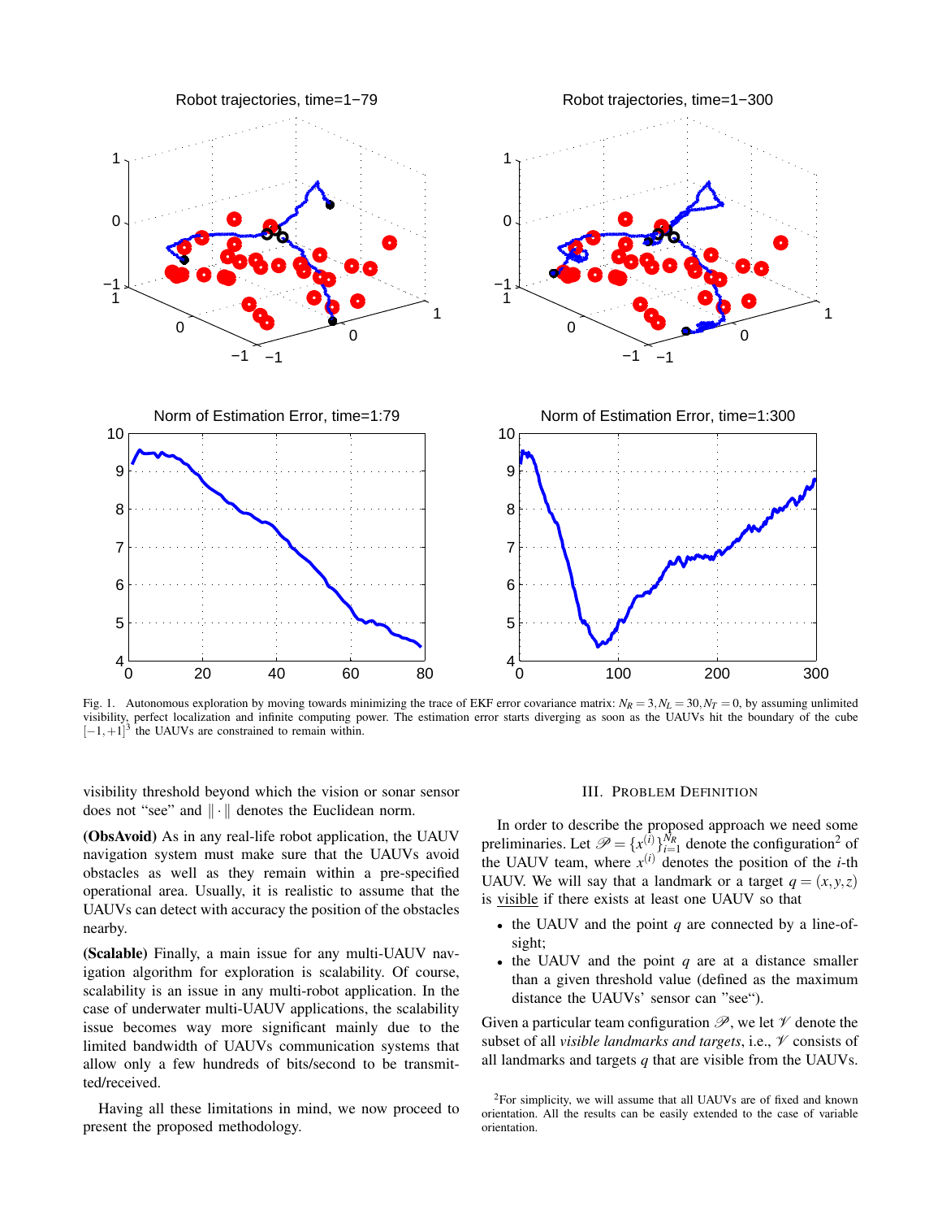Fig. 1. Autonomous exploration by moving towards minimizing the trace of EKF error covariance matrix: $N_R = 3, N_L = 30, N_T = 0$, by assuming unlimited visibility, perfect localization and infinite computing power. The estimation error starts diverging as soon as the UAUVs hit the boundary of the cube $[-1,+1]^3$ the UAUVs are constrained to remain within.

visibility threshold beyond which the vision or sonar sensor does not "see" and $\|\cdot\|$ denotes the Euclidean norm.

**(ObsAvoid)** As in any real-life robot application, the UAUV navigation system must make sure that the UAUVs avoid obstacles as well as they remain within a pre-specified operational area. Usually, it is realistic to assume that the UAUVs can detect with accuracy the position of the obstacles nearby.

**(Scalable)** Finally, a main issue for any multi-UAUV navigation algorithm for exploration is scalability. Of course, scalability is an issue in any multi-robot application. In the case of underwater multi-UAUV applications, the scalability issue becomes way more significant mainly due to the limited bandwidth of UAUVs communication systems that allow only a few hundreds of bits/second to be transmitted/received.

Having all these limitations in mind, we now proceed to present the proposed methodology.

## III. Problem Definition

In order to describe the proposed approach we need some preliminaries. Let $\mathscr{P} = \{x^{(i)}\}_{i=1}^{N_R}$ denote the configuration[2] of the UAUV team, where $x^{(i)}$ denotes the position of the $i$-th UAUV. We will say that a landmark or a target $q = (x, y, z)$ is visible if there exists at least one UAUV so that

- the UAUV and the point $q$ are connected by a line-of-sight;
- the UAUV and the point $q$ are at a distance smaller than a given threshold value (defined as the maximum distance the UAUVs' sensor can "see").

Given a particular team configuration $\mathscr{P}$, we let $\mathscr{V}$ denote the subset of all *visible landmarks and targets*, i.e., $\mathscr{V}$ consists of all landmarks and targets $q$ that are visible from the UAUVs.

[2] For simplicity, we will assume that all UAUVs are of fixed and known orientation. All the results can be easily extended to the case of variable orientation.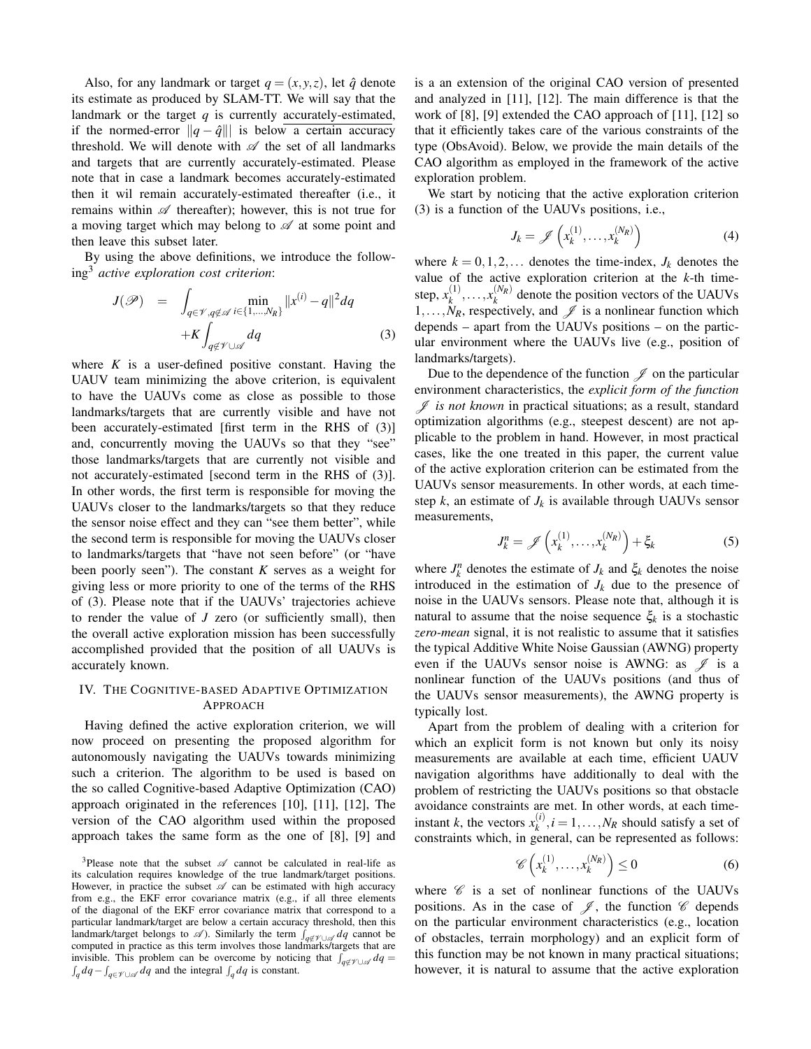Also, for any landmark or target $q = (x, y, z)$, let $\hat{q}$ denote its estimate as produced by SLAM-TT. We will say that the landmark or the target $q$ is currently accurately-estimated, if the normed-error $\|q - \hat{q}\|$ is below a certain accuracy threshold. We will denote with $\mathscr{A}$ the set of all landmarks and targets that are currently accurately-estimated. Please note that in case a landmark becomes accurately-estimated then it wil remain accurately-estimated thereafter (i.e., it remains within $\mathscr{A}$ thereafter); however, this is not true for a moving target which may belong to $\mathscr{A}$ at some point and then leave this subset later.

By using the above definitions, we introduce the following[3] *active exploration cost criterion*:

$$J(\mathscr{P}) = \int_{q \in \mathscr{V}, q \notin \mathscr{A}} \min_{i \in \{1,\ldots,N_R\}} \|x^{(i)} - q\|^2 dq + K \int_{q \notin \mathscr{V} \cup \mathscr{A}} dq \tag{3}$$

where $K$ is a user-defined positive constant. Having the UAUV team minimizing the above criterion, is equivalent to have the UAUVs come as close as possible to those landmarks/targets that are currently visible and have not been accurately-estimated [first term in the RHS of (3)] and, concurrently moving the UAUVs so that they "see" those landmarks/targets that are currently not visible and not accurately-estimated [second term in the RHS of (3)]. In other words, the first term is responsible for moving the UAUVs closer to the landmarks/targets so that they reduce the sensor noise effect and they can "see them better", while the second term is responsible for moving the UAUVs closer to landmarks/targets that "have not seen before" (or "have been poorly seen"). The constant $K$ serves as a weight for giving less or more priority to one of the terms of the RHS of (3). Please note that if the UAUVs' trajectories achieve to render the value of $J$ zero (or sufficiently small), then the overall active exploration mission has been successfully accomplished provided that the position of all UAUVs is accurately known.

## IV. The Cognitive-based Adaptive Optimization Approach

Having defined the active exploration criterion, we will now proceed on presenting the proposed algorithm for autonomously navigating the UAUVs towards minimizing such a criterion. The algorithm to be used is based on the so called Cognitive-based Adaptive Optimization (CAO) approach originated in the references [10], [11], [12], The version of the CAO algorithm used within the proposed approach takes the same form as the one of [8], [9] and is a an extension of the original CAO version of presented and analyzed in [11], [12]. The main difference is that the work of [8], [9] extended the CAO approach of [11], [12] so that it efficiently takes care of the various constraints of the type (ObsAvoid). Below, we provide the main details of the CAO algorithm as employed in the framework of the active exploration problem.

We start by noticing that the active exploration criterion (3) is a function of the UAUVs positions, i.e.,

$$J_k = \mathscr{J}\left(x_k^{(1)}, \ldots, x_k^{(N_R)}\right) \tag{4}$$

where $k = 0, 1, 2, \ldots$ denotes the time-index, $J_k$ denotes the value of the active exploration criterion at the $k$-th time-step, $x_k^{(1)}, \ldots, x_k^{(N_R)}$ denote the position vectors of the UAUVs $1, \ldots, N_R$, respectively, and $\mathscr{J}$ is a nonlinear function which depends – apart from the UAUVs positions – on the particular environment where the UAUVs live (e.g., position of landmarks/targets).

Due to the dependence of the function $\mathscr{J}$ on the particular environment characteristics, the *explicit form of the function $\mathscr{J}$ is not known* in practical situations; as a result, standard optimization algorithms (e.g., steepest descent) are not applicable to the problem in hand. However, in most practical cases, like the one treated in this paper, the current value of the active exploration criterion can be estimated from the UAUVs sensor measurements. In other words, at each time-step $k$, an estimate of $J_k$ is available through UAUVs sensor measurements,

$$J_k^n = \mathscr{J}\left(x_k^{(1)}, \ldots, x_k^{(N_R)}\right) + \xi_k \tag{5}$$

where $J_k^n$ denotes the estimate of $J_k$ and $\xi_k$ denotes the noise introduced in the estimation of $J_k$ due to the presence of noise in the UAUVs sensors. Please note that, although it is natural to assume that the noise sequence $\xi_k$ is a stochastic *zero-mean* signal, it is not realistic to assume that it satisfies the typical Additive White Noise Gaussian (AWNG) property even if the UAUVs sensor noise is AWNG: as $\mathscr{J}$ is a nonlinear function of the UAUVs positions (and thus of the UAUVs sensor measurements), the AWNG property is typically lost.

Apart from the problem of dealing with a criterion for which an explicit form is not known but only its noisy measurements are available at each time, efficient UAUV navigation algorithms have additionally to deal with the problem of restricting the UAUVs positions so that obstacle avoidance constraints are met. In other words, at each time-instant $k$, the vectors $x_k^{(i)}, i = 1, \ldots, N_R$ should satisfy a set of constraints which, in general, can be represented as follows:

$$\mathscr{C}\left(x_k^{(1)}, \ldots, x_k^{(N_R)}\right) \le 0 \tag{6}$$

where $\mathscr{C}$ is a set of nonlinear functions of the UAUVs positions. As in the case of $\mathscr{J}$, the function $\mathscr{C}$ depends on the particular environment characteristics (e.g., location of obstacles, terrain morphology) and an explicit form of this function may be not known in many practical situations; however, it is natural to assume that the active exploration

[3] Please note that the subset $\mathscr{A}$ cannot be calculated in real-life as its calculation requires knowledge of the true landmark/target positions. However, in practice the subset $\mathscr{A}$ can be estimated with high accuracy from e.g., the EKF error covariance matrix (e.g., if all three elements of the diagonal of the EKF error covariance matrix that correspond to a particular landmark/target are below a certain accuracy threshold, then this landmark/target belongs to $\mathscr{A}$). Similarly the term $\int_{q \notin \mathscr{V} \cup \mathscr{A}} dq$ cannot be computed in practice as this term involves those landmarks/targets that are invisible. This problem can be overcome by noticing that $\int_{q \notin \mathscr{V} \cup \mathscr{A}} dq = \int_q dq - \int_{q \in \mathscr{V} \cup \mathscr{A}} dq$ and the integral $\int_q dq$ is constant.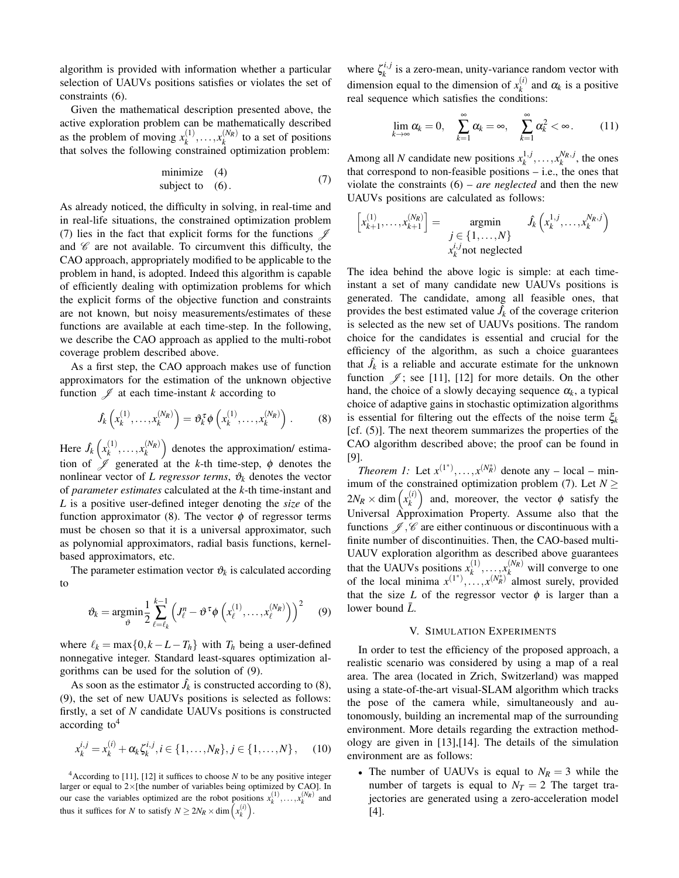algorithm is provided with information whether a particular selection of UAUVs positions satisfies or violates the set of constraints (6).

Given the mathematical description presented above, the active exploration problem can be mathematically described as the problem of moving $x_k^{(1)},\ldots,x_k^{(N_R)}$ to a set of positions that solves the following constrained optimization problem:

$$\begin{array}{ll} \text{minimize} & (4) \\ \text{subject to} & (6). \end{array} \tag{7}$$

As already noticed, the difficulty in solving, in real-time and in real-life situations, the constrained optimization problem (7) lies in the fact that explicit forms for the functions $\mathscr{J}$ and $\mathscr{C}$ are not available. To circumvent this difficulty, the CAO approach, appropriately modified to be applicable to the problem in hand, is adopted. Indeed this algorithm is capable of efficiently dealing with optimization problems for which the explicit forms of the objective function and constraints are not known, but noisy measurements/estimates of these functions are available at each time-step. In the following, we describe the CAO approach as applied to the multi-robot coverage problem described above.

As a first step, the CAO approach makes use of function approximators for the estimation of the unknown objective function $\mathscr{J}$ at each time-instant $k$ according to

$$\hat{J}_k\left(x_k^{(1)},\ldots,x_k^{(N_R)}\right) = \vartheta_k^{\tau}\phi\left(x_k^{(1)},\ldots,x_k^{(N_R)}\right). \tag{8}$$

Here $\hat{J}_k\left(x_k^{(1)},\ldots,x_k^{(N_R)}\right)$ denotes the approximation/ estimation of $\mathscr{J}$ generated at the $k$-th time-step, $\phi$ denotes the nonlinear vector of $L$ *regressor terms*, $\vartheta_k$ denotes the vector of *parameter estimates* calculated at the $k$-th time-instant and $L$ is a positive user-defined integer denoting the *size* of the function approximator (8). The vector $\phi$ of regressor terms must be chosen so that it is a universal approximator, such as polynomial approximators, radial basis functions, kernel-based approximators, etc.

The parameter estimation vector $\vartheta_k$ is calculated according to

$$\vartheta_k = \underset{\vartheta}{\operatorname{argmin}} \frac{1}{2}\sum_{\ell=\ell_k}^{k-1}\left(J_\ell^n - \vartheta^{\tau}\phi\left(x_\ell^{(1)},\ldots,x_\ell^{(N_R)}\right)\right)^2 \tag{9}$$

where $\ell_k = \max\{0, k-L-T_h\}$ with $T_h$ being a user-defined nonnegative integer. Standard least-squares optimization algorithms can be used for the solution of (9).

As soon as the estimator $\hat{J}_k$ is constructed according to (8), (9), the set of new UAUVs positions is selected as follows: firstly, a set of $N$ candidate UAUVs positions is constructed according to[4]

$$x_k^{i,j} = x_k^{(i)} + \alpha_k\zeta_k^{i,j}, i \in \{1,\ldots,N_R\}, j \in \{1,\ldots,N\}, \tag{10}$$

where $\zeta_k^{i,j}$ is a zero-mean, unity-variance random vector with dimension equal to the dimension of $x_k^{(i)}$ and $\alpha_k$ is a positive real sequence which satisfies the conditions:

$$\lim_{k\to\infty}\alpha_k = 0, \quad \sum_{k=1}^{\infty}\alpha_k = \infty, \quad \sum_{k=1}^{\infty}\alpha_k^2 < \infty. \tag{11}$$

Among all $N$ candidate new positions $x_k^{1,j},\ldots,x_k^{N_R,j}$, the ones that correspond to non-feasible positions – i.e., the ones that violate the constraints (6) – *are neglected* and then the new UAUVs positions are calculated as follows:

$$\left[x_{k+1}^{(1)},\ldots,x_{k+1}^{(N_R)}\right] = \underset{\substack{j\in\{1,\ldots,N\} \\ x_k^{i,j}\text{not neglected}}}{\operatorname{argmin}} \hat{J}_k\left(x_k^{1,j},\ldots,x_k^{N_R,j}\right)$$

The idea behind the above logic is simple: at each time-instant a set of many candidate new UAUVs positions is generated. The candidate, among all feasible ones, that provides the best estimated value $\hat{J}_k$ of the coverage criterion is selected as the new set of UAUVs positions. The random choice for the candidates is essential and crucial for the efficiency of the algorithm, as such a choice guarantees that $\hat{J}_k$ is a reliable and accurate estimate for the unknown function $\mathscr{J}$; see [11], [12] for more details. On the other hand, the choice of a slowly decaying sequence $\alpha_k$, a typical choice of adaptive gains in stochastic optimization algorithms is essential for filtering out the effects of the noise term $\xi_k$ [cf. (5)]. The next theorem summarizes the properties of the CAO algorithm described above; the proof can be found in [9].

*Theorem 1:* Let $x^{(1^*)},\ldots,x^{(N_R^*)}$ denote any – local – minimum of the constrained optimization problem (7). Let $N \geq 2N_R \times \dim\left(x_k^{(i)}\right)$ and, moreover, the vector $\phi$ satisfy the Universal Approximation Property. Assume also that the functions $\mathscr{J},\mathscr{C}$ are either continuous or discontinuous with a finite number of discontinuities. Then, the CAO-based multi-UAUV exploration algorithm as described above guarantees that the UAUVs positions $x_k^{(1)},\ldots,x_k^{(N_R)}$ will converge to one of the local minima $x^{(1^*)},\ldots,x^{(N_R^*)}$ almost surely, provided that the size $L$ of the regressor vector $\phi$ is larger than a lower bound $\bar{L}$.

## V. Simulation Experiments

In order to test the efficiency of the proposed approach, a realistic scenario was considered by using a map of a real area. The area (located in Zrich, Switzerland) was mapped using a state-of-the-art visual-SLAM algorithm which tracks the pose of the camera while, simultaneously and autonomously, building an incremental map of the surrounding environment. More details regarding the extraction methodology are given in [13],[14]. The details of the simulation environment are as follows:

- The number of UAUVs is equal to $N_R = 3$ while the number of targets is equal to $N_T = 2$ The target trajectories are generated using a zero-acceleration model [4].

[4]According to [11], [12] it suffices to choose $N$ to be any positive integer larger or equal to 2×[the number of variables being optimized by CAO]. In our case the variables optimized are the robot positions $x_k^{(1)},\ldots,x_k^{(N_R)}$ and thus it suffices for $N$ to satisfy $N \geq 2N_R \times \dim\left(x_k^{(i)}\right)$.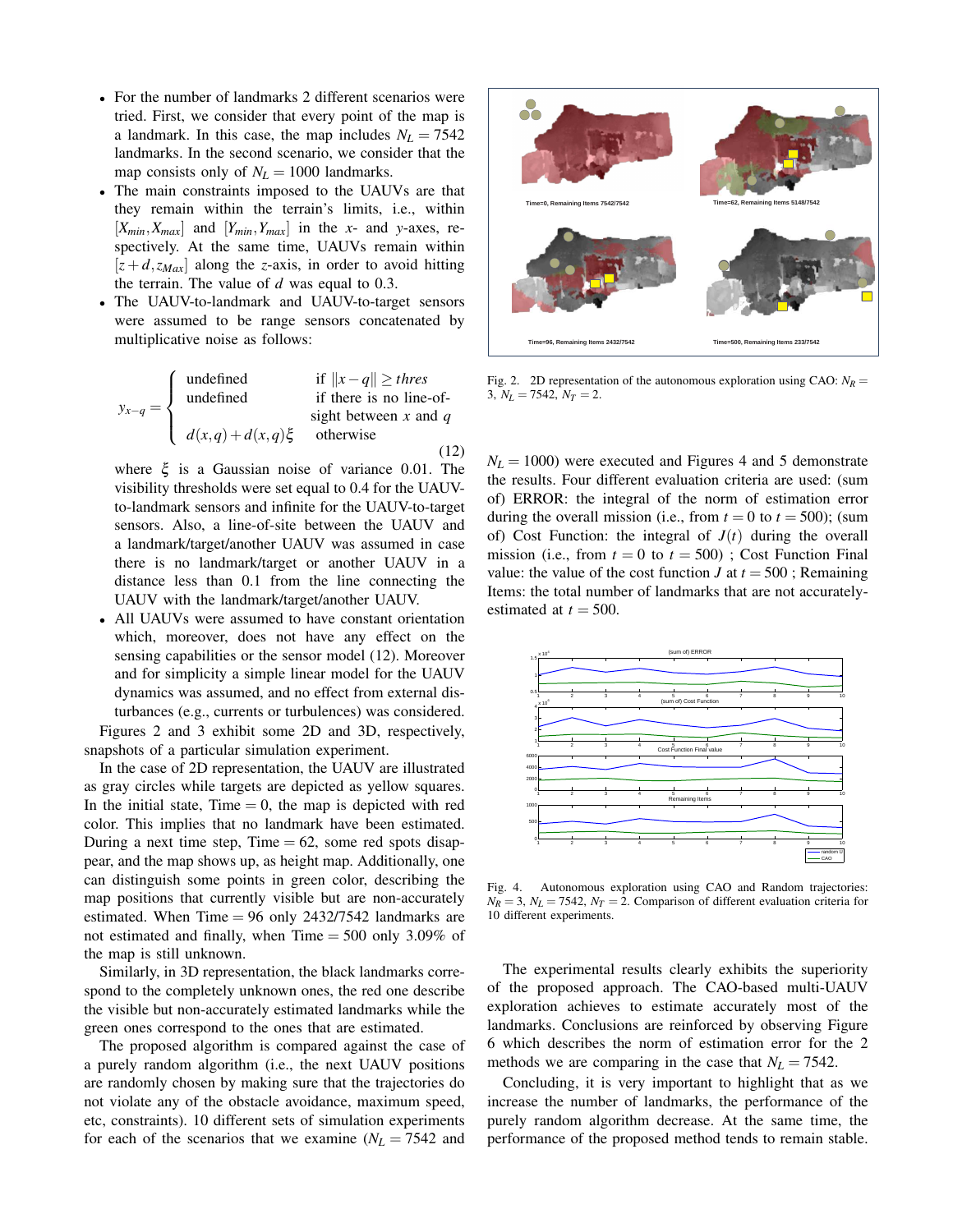- For the number of landmarks 2 different scenarios were tried. First, we consider that every point of the map is a landmark. In this case, the map includes $N_L = 7542$ landmarks. In the second scenario, we consider that the map consists only of $N_L = 1000$ landmarks.
- The main constraints imposed to the UAUVs are that they remain within the terrain's limits, i.e., within $[X_{min}, X_{max}]$ and $[Y_{min}, Y_{max}]$ in the $x$- and $y$-axes, respectively. At the same time, UAUVs remain within $[z + d, z_{Max}]$ along the $z$-axis, in order to avoid hitting the terrain. The value of $d$ was equal to 0.3.
- The UAUV-to-landmark and UAUV-to-target sensors were assumed to be range sensors concatenated by multiplicative noise as follows:

$$y_{x-q} = \begin{cases} \text{undefined} & \text{if } \|x - q\| \geq thres \\ \text{undefined} & \text{if there is no line-of-sight between } x \text{ and } q \\ d(x,q) + d(x,q)\xi & \text{otherwise} \end{cases} \quad (12)$$

  where $\xi$ is a Gaussian noise of variance 0.01. The visibility thresholds were set equal to 0.4 for the UAUV-to-landmark sensors and infinite for the UAUV-to-target sensors. Also, a line-of-site between the UAUV and a landmark/target/another UAUV was assumed in case there is no landmark/target or another UAUV in a distance less than 0.1 from the line connecting the UAUV with the landmark/target/another UAUV.
- All UAUVs were assumed to have constant orientation which, moreover, does not have any effect on the sensing capabilities or the sensor model (12). Moreover and for simplicity a simple linear model for the UAUV dynamics was assumed, and no effect from external disturbances (e.g., currents or turbulences) was considered.

Figures 2 and 3 exhibit some 2D and 3D, respectively, snapshots of a particular simulation experiment.

In the case of 2D representation, the UAUV are illustrated as gray circles while targets are depicted as yellow squares. In the initial state, Time $= 0$, the map is depicted with red color. This implies that no landmark have been estimated. During a next time step, Time $= 62$, some red spots disappear, and the map shows up, as height map. Additionally, one can distinguish some points in green color, describing the map positions that currently visible but are non-accurately estimated. When Time $= 96$ only 2432/7542 landmarks are not estimated and finally, when Time $= 500$ only 3.09% of the map is still unknown.

Similarly, in 3D representation, the black landmarks correspond to the completely unknown ones, the red one describe the visible but non-accurately estimated landmarks while the green ones correspond to the ones that are estimated.

The proposed algorithm is compared against the case of a purely random algorithm (i.e., the next UAUV positions are randomly chosen by making sure that the trajectories do not violate any of the obstacle avoidance, maximum speed, etc, constraints). 10 different sets of simulation experiments for each of the scenarios that we examine ($N_L = 7542$ and

Fig. 2. 2D representation of the autonomous exploration using CAO: $N_R = 3$, $N_L = 7542$, $N_T = 2$.

$N_L = 1000$) were executed and Figures 4 and 5 demonstrate the results. Four different evaluation criteria are used: (sum of) ERROR: the integral of the norm of estimation error during the overall mission (i.e., from $t = 0$ to $t = 500$); (sum of) Cost Function: the integral of $J(t)$ during the overall mission (i.e., from $t = 0$ to $t = 500$) ; Cost Function Final value: the value of the cost function $J$ at $t = 500$ ; Remaining Items: the total number of landmarks that are not accurately-estimated at $t = 500$.

Fig. 4. Autonomous exploration using CAO and Random trajectories: $N_R = 3$, $N_L = 7542$, $N_T = 2$. Comparison of different evaluation criteria for 10 different experiments.

The experimental results clearly exhibits the superiority of the proposed approach. The CAO-based multi-UAUV exploration achieves to estimate accurately most of the landmarks. Conclusions are reinforced by observing Figure 6 which describes the norm of estimation error for the 2 methods we are comparing in the case that $N_L = 7542$.

Concluding, it is very important to highlight that as we increase the number of landmarks, the performance of the purely random algorithm decrease. At the same time, the performance of the proposed method tends to remain stable.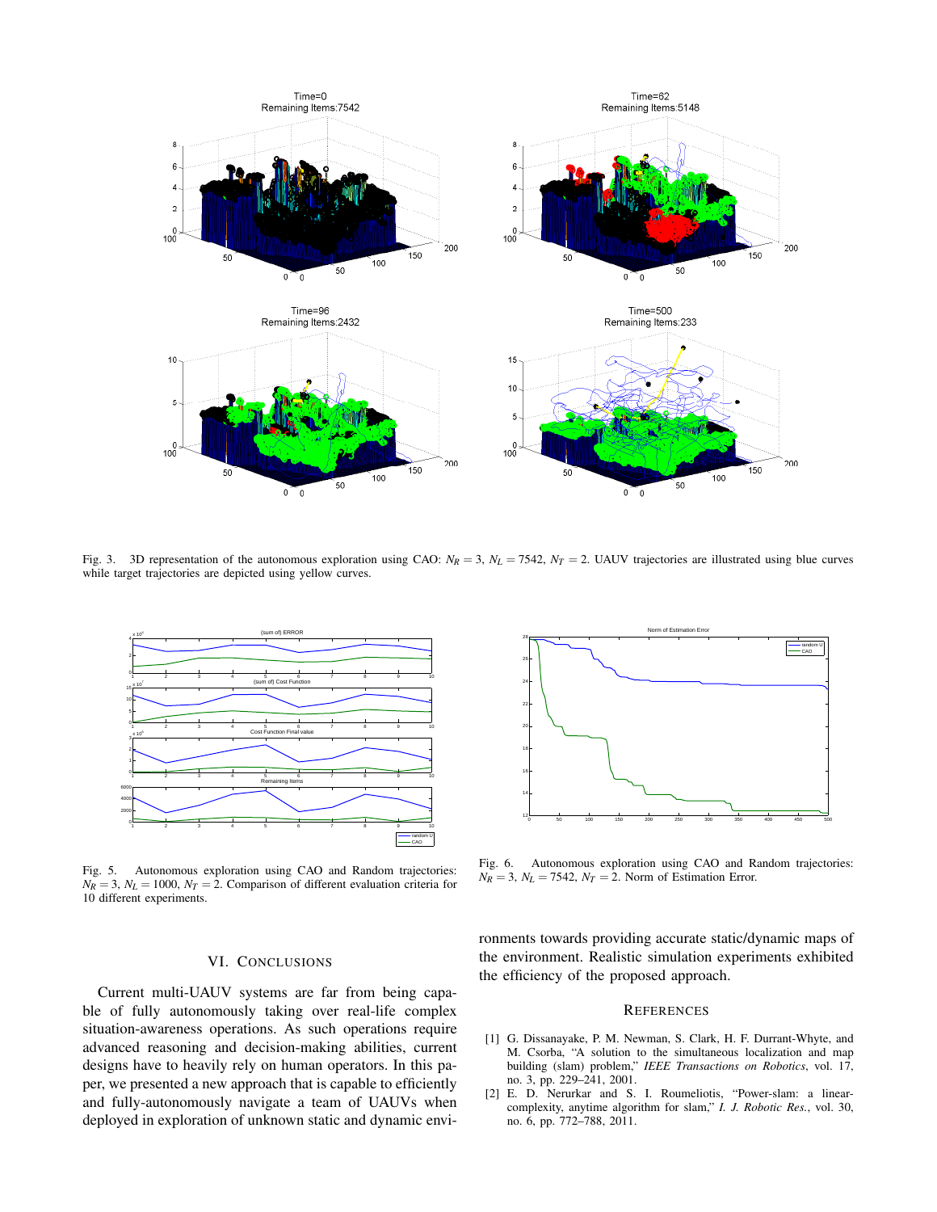Fig. 3. 3D representation of the autonomous exploration using CAO: $N_R = 3$, $N_L = 7542$, $N_T = 2$. UAUV trajectories are illustrated using blue curves while target trajectories are depicted using yellow curves.

Fig. 5. Autonomous exploration using CAO and Random trajectories: $N_R = 3$, $N_L = 1000$, $N_T = 2$. Comparison of different evaluation criteria for 10 different experiments.

Fig. 6. Autonomous exploration using CAO and Random trajectories: $N_R = 3$, $N_L = 7542$, $N_T = 2$. Norm of Estimation Error.

## VI. Conclusions

Current multi-UAUV systems are far from being capable of fully autonomously taking over real-life complex situation-awareness operations. As such operations require advanced reasoning and decision-making abilities, current designs have to heavily rely on human operators. In this paper, we presented a new approach that is capable to efficiently and fully-autonomously navigate a team of UAUVs when deployed in exploration of unknown static and dynamic environments towards providing accurate static/dynamic maps of the environment. Realistic simulation experiments exhibited the efficiency of the proposed approach.

## References

[1] G. Dissanayake, P. M. Newman, S. Clark, H. F. Durrant-Whyte, and M. Csorba, "A solution to the simultaneous localization and map building (slam) problem," *IEEE Transactions on Robotics*, vol. 17, no. 3, pp. 229–241, 2001.

[2] E. D. Nerurkar and S. I. Roumeliotis, "Power-slam: a linear-complexity, anytime algorithm for slam," *I. J. Robotic Res.*, vol. 30, no. 6, pp. 772–788, 2011.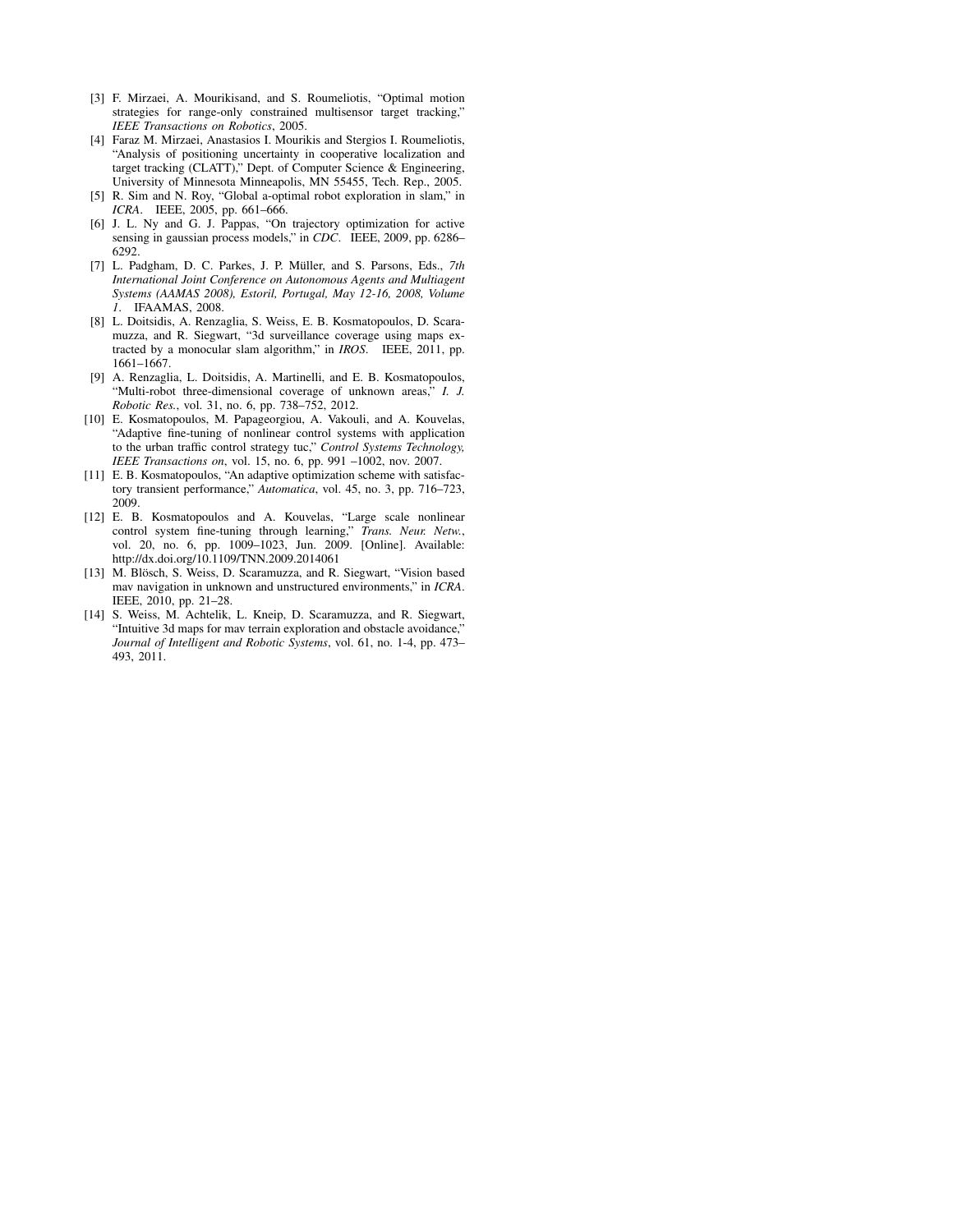[3] F. Mirzaei, A. Mourikisand, and S. Roumeliotis, "Optimal motion strategies for range-only constrained multisensor target tracking," *IEEE Transactions on Robotics*, 2005.

[4] Faraz M. Mirzaei, Anastasios I. Mourikis and Stergios I. Roumeliotis, "Analysis of positioning uncertainty in cooperative localization and target tracking (CLATT)," Dept. of Computer Science & Engineering, University of Minnesota Minneapolis, MN 55455, Tech. Rep., 2005.

[5] R. Sim and N. Roy, "Global a-optimal robot exploration in slam," in *ICRA*. IEEE, 2005, pp. 661–666.

[6] J. L. Ny and G. J. Pappas, "On trajectory optimization for active sensing in gaussian process models," in *CDC*. IEEE, 2009, pp. 6286–6292.

[7] L. Padgham, D. C. Parkes, J. P. Müller, and S. Parsons, Eds., *7th International Joint Conference on Autonomous Agents and Multiagent Systems (AAMAS 2008), Estoril, Portugal, May 12-16, 2008, Volume 1*. IFAAMAS, 2008.

[8] L. Doitsidis, A. Renzaglia, S. Weiss, E. B. Kosmatopoulos, D. Scaramuzza, and R. Siegwart, "3d surveillance coverage using maps extracted by a monocular slam algorithm," in *IROS*. IEEE, 2011, pp. 1661–1667.

[9] A. Renzaglia, L. Doitsidis, A. Martinelli, and E. B. Kosmatopoulos, "Multi-robot three-dimensional coverage of unknown areas," *I. J. Robotic Res.*, vol. 31, no. 6, pp. 738–752, 2012.

[10] E. Kosmatopoulos, M. Papageorgiou, A. Vakouli, and A. Kouvelas, "Adaptive fine-tuning of nonlinear control systems with application to the urban traffic control strategy tuc," *Control Systems Technology, IEEE Transactions on*, vol. 15, no. 6, pp. 991 –1002, nov. 2007.

[11] E. B. Kosmatopoulos, "An adaptive optimization scheme with satisfactory transient performance," *Automatica*, vol. 45, no. 3, pp. 716–723, 2009.

[12] E. B. Kosmatopoulos and A. Kouvelas, "Large scale nonlinear control system fine-tuning through learning," *Trans. Neur. Netw.*, vol. 20, no. 6, pp. 1009–1023, Jun. 2009. [Online]. Available: http://dx.doi.org/10.1109/TNN.2009.2014061

[13] M. Blösch, S. Weiss, D. Scaramuzza, and R. Siegwart, "Vision based mav navigation in unknown and unstructured environments," in *ICRA*. IEEE, 2010, pp. 21–28.

[14] S. Weiss, M. Achtelik, L. Kneip, D. Scaramuzza, and R. Siegwart, "Intuitive 3d maps for mav terrain exploration and obstacle avoidance," *Journal of Intelligent and Robotic Systems*, vol. 61, no. 1-4, pp. 473–493, 2011.